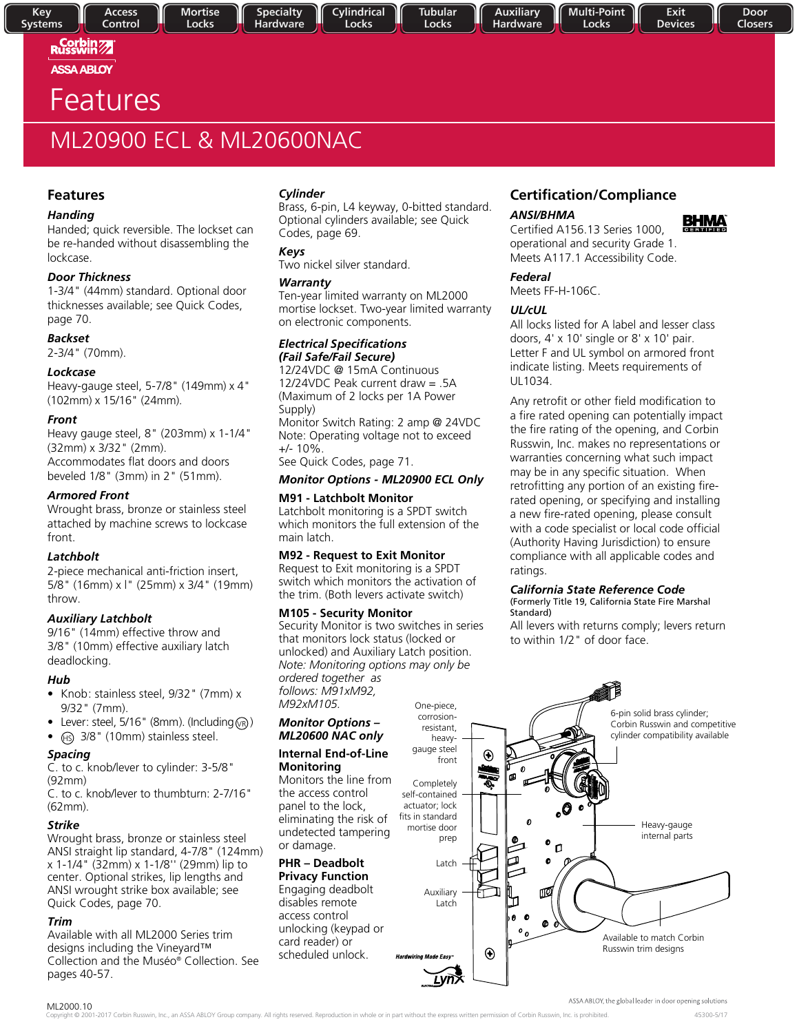Key Systems | Access Control | Mortise Locks | Specialty Hardware | Cylindrical Locks | Tubular Locks | Auxiliary Hardware | Multi-Point Locks | Exit Devices | Door Closers

Corbin Russwin
ASSA ABLOY

# Features

## ML20900 ECL & ML20600NAC

## Features

### Handing
Handed; quick reversible. The lockset can be re-handed without disassembling the lockcase.

### Door Thickness
1-3/4" (44mm) standard. Optional door thicknesses available; see Quick Codes, page 70.

### Backset
2-3/4" (70mm).

### Lockcase
Heavy-gauge steel, 5-7/8" (149mm) x 4" (102mm) x 15/16" (24mm).

### Front
Heavy gauge steel, 8" (203mm) x 1-1/4" (32mm) x 3/32" (2mm).
Accommodates flat doors and doors beveled 1/8" (3mm) in 2" (51mm).

### Armored Front
Wrought brass, bronze or stainless steel attached by machine screws to lockcase front.

### Latchbolt
2-piece mechanical anti-friction insert, 5/8" (16mm) x l" (25mm) x 3/4" (19mm) throw.

### Auxiliary Latchbolt
9/16" (14mm) effective throw and 3/8" (10mm) effective auxiliary latch deadlocking.

### Hub
- Knob: stainless steel, 9/32" (7mm) x 9/32" (7mm).
- Lever: steel, 5/16" (8mm). (Including VR)
- HS 3/8" (10mm) stainless steel.

### Spacing
C. to c. knob/lever to cylinder: 3-5/8" (92mm)
C. to c. knob/lever to thumbturn: 2-7/16" (62mm).

### Strike
Wrought brass, bronze or stainless steel ANSI straight lip standard, 4-7/8" (124mm) x 1-1/4" (32mm) x 1-1/8'' (29mm) lip to center. Optional strikes, lip lengths and ANSI wrought strike box available; see Quick Codes, page 70.

### Trim
Available with all ML2000 Series trim designs including the Vineyard™ Collection and the Muséo® Collection. See pages 40-57.

### Cylinder
Brass, 6-pin, L4 keyway, 0-bitted standard. Optional cylinders available; see Quick Codes, page 69.

### Keys
Two nickel silver standard.

### Warranty
Ten-year limited warranty on ML2000 mortise lockset. Two-year limited warranty on electronic components.

### Electrical Specifications (Fail Safe/Fail Secure)
12/24VDC @ 15mA Continuous
12/24VDC Peak current draw = .5A
(Maximum of 2 locks per 1A Power Supply)
Monitor Switch Rating: 2 amp @ 24VDC
Note: Operating voltage not to exceed +/- 10%.
See Quick Codes, page 71.

### Monitor Options - ML20900 ECL Only

**M91 - Latchbolt Monitor**
Latchbolt monitoring is a SPDT switch which monitors the full extension of the main latch.

**M92 - Request to Exit Monitor**
Request to Exit monitoring is a SPDT switch which monitors the activation of the trim. (Both levers activate switch)

**M105 - Security Monitor**
Security Monitor is two switches in series that monitors lock status (locked or unlocked) and Auxiliary Latch position.
*Note: Monitoring options may only be ordered together as follows: M91xM92, M92xM105.*

### Monitor Options – ML20600 NAC only

**Internal End-of-Line Monitoring**
Monitors the line from the access control panel to the lock, eliminating the risk of undetected tampering or damage.

**PHR – Deadbolt Privacy Function**
Engaging deadbolt disables remote access control unlocking (keypad or card reader) or scheduled unlock.

One-piece, corrosion-resistant, heavy-gauge steel front

Completely self-contained actuator; lock fits in standard mortise door prep

Latch

Auxiliary Latch

6-pin solid brass cylinder; Corbin Russwin and competitive cylinder compatibility available

Heavy-gauge internal parts

Available to match Corbin Russwin trim designs

Hardwiring Made Easy

## Certification/Compliance

### ANSI/BHMA
Certified A156.13 Series 1000, operational and security Grade 1. Meets A117.1 Accessibility Code.

BHMA CERTIFIED

### Federal
Meets FF-H-106C.

### UL/cUL
All locks listed for A label and lesser class doors, 4' x 10' single or 8' x 10' pair. Letter F and UL symbol on armored front indicate listing. Meets requirements of UL1034.

Any retrofit or other field modification to a fire rated opening can potentially impact the fire rating of the opening, and Corbin Russwin, Inc. makes no representations or warranties concerning what such impact may be in any specific situation. When retrofitting any portion of an existing fire-rated opening, or specifying and installing a new fire-rated opening, please consult with a code specialist or local code official (Authority Having Jurisdiction) to ensure compliance with all applicable codes and ratings.

### California State Reference Code
(Formerly Title 19, California State Fire Marshal Standard)
All levers with returns comply; levers return to within 1/2" of door face.

ML2000.10
ASSA ABLOY, the global leader in door opening solutions
Copyright © 2001-2017 Corbin Russwin, Inc., an ASSA ABLOY Group company. All rights reserved. Reproduction in whole or in part without the express written permission of Corbin Russwin, Inc. is prohibited. 45300-5/17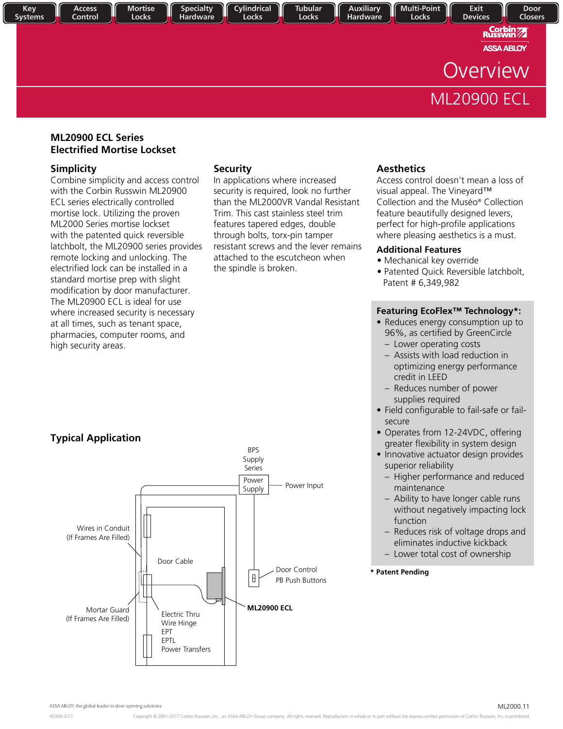# Overview

## ML20900 ECL

### ML20900 ECL Series
### Electrified Mortise Lockset

### Simplicity

Combine simplicity and access control with the Corbin Russwin ML20900 ECL series electrically controlled mortise lock. Utilizing the proven ML2000 Series mortise lockset with the patented quick reversible latchbolt, the ML20900 series provides remote locking and unlocking. The electrified lock can be installed in a standard mortise prep with slight modification by door manufacturer. The ML20900 ECL is ideal for use where increased security is necessary at all times, such as tenant space, pharmacies, computer rooms, and high security areas.

### Security

In applications where increased security is required, look no further than the ML2000VR Vandal Resistant Trim. This cast stainless steel trim features tapered edges, double through bolts, torx-pin tamper resistant screws and the lever remains attached to the escutcheon when the spindle is broken.

### Aesthetics

Access control doesn't mean a loss of visual appeal. The Vineyard™ Collection and the Muséo® Collection feature beautifully designed levers, perfect for high-profile applications where pleasing aesthetics is a must.

### Additional Features

- Mechanical key override
- Patented Quick Reversible latchbolt, Patent # 6,349,982

### Featuring EcoFlex™ Technology*:

- Reduces energy consumption up to 96%, as certified by GreenCircle
  - Lower operating costs
  - Assists with load reduction in optimizing energy performance credit in LEED
  - Reduces number of power supplies required
- Field configurable to fail-safe or fail-secure
- Operates from 12-24VDC, offering greater flexibility in system design
- Innovative actuator design provides superior reliability
  - Higher performance and reduced maintenance
  - Ability to have longer cable runs without negatively impacting lock function
  - Reduces risk of voltage drops and eliminates inductive kickback
  - Lower total cost of ownership

**\* Patent Pending**

### Typical Application

BPS Supply Series — Power Supply — Power Input

Wires in Conduit (If Frames Are Filled)

Door Cable

Door Control PB Push Buttons

Mortar Guard (If Frames Are Filled)

Electric Thru Wire Hinge EPT EPTL Power Transfers

**ML20900 ECL**

ASSA ABLOY, the global leader in door opening solutions

ML2000.11

45300-5/17

Copyright © 2001-2017 Corbin Russwin, Inc., an ASSA ABLOY Group company. All rights reserved. Reproduction in whole or in part without the express written permission of Corbin Russwin, Inc. is prohibited.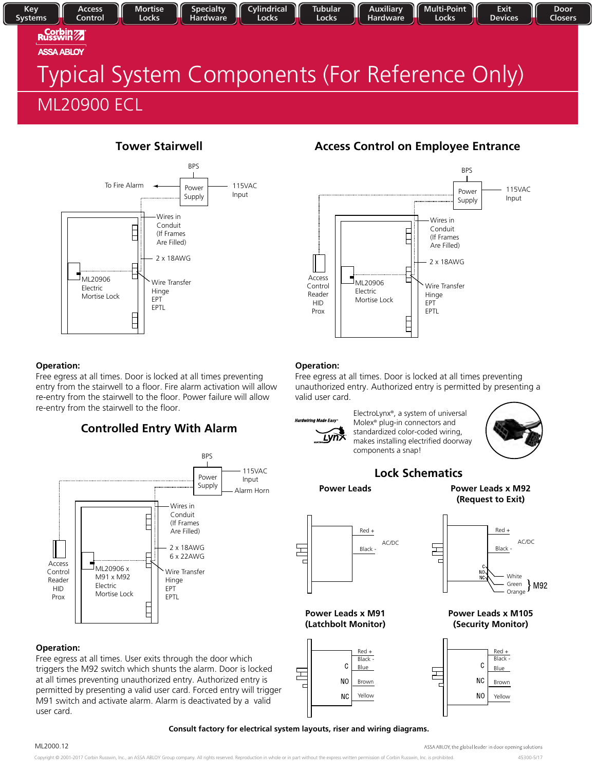Key Systems | Access Control | Mortise Locks | Specialty Hardware | Cylindrical Locks | Tubular Locks | Auxiliary Hardware | Multi-Point Locks | Exit Devices | Door Closers

Corbin Russwin
ASSA ABLOY

# Typical System Components (For Reference Only)

## ML20900 ECL

### Tower Stairwell

BPS
Power Supply
To Fire Alarm
115VAC Input
Wires in Conduit (If Frames Are Filled)
2 x 18AWG
ML20906 Electric Mortise Lock
Wire Transfer Hinge
EPT
EPTL

**Operation:**
Free egress at all times. Door is locked at all times preventing entry from the stairwell to a floor. Fire alarm activation will allow re-entry from the stairwell to the floor. Power failure will allow re-entry from the stairwell to the floor.

### Controlled Entry With Alarm

BPS
Power Supply
115VAC Input
Alarm Horn
Wires in Conduit (If Frames Are Filled)
2 x 18AWG
6 x 22AWG
Access Control Reader HID Prox
ML20906 x M91 x M92 Electric Mortise Lock
Wire Transfer Hinge
EPT
EPTL

**Operation:**
Free egress at all times. User exits through the door which triggers the M92 switch which shunts the alarm. Door is locked at all times preventing unauthorized entry. Authorized entry is permitted by presenting a valid user card. Forced entry will trigger M91 switch and activate alarm. Alarm is deactivated by a valid user card.

### Access Control on Employee Entrance

BPS
Power Supply
115VAC Input
Wires in Conduit (If Frames Are Filled)
2 x 18AWG
Access Control Reader HID Prox
ML20906 Electric Mortise Lock
Wire Transfer Hinge
EPT
EPTL

**Operation:**
Free egress at all times. Door is locked at all times preventing unauthorized entry. Authorized entry is permitted by presenting a valid user card.

Hardwiring Made Easy — Lynx

ElectroLynx®, a system of universal Molex® plug-in connectors and standardized color-coded wiring, makes installing electrified doorway components a snap!

### Lock Schematics

**Power Leads**

Red +
Black -
AC/DC

**Power Leads x M92 (Request to Exit)**

Red +
Black -
AC/DC
C — White
NO — Green
NC — Orange
} M92

**Power Leads x M91 (Latchbolt Monitor)**

Red +
Black -
C — Blue
NO — Brown
NC — Yellow

**Power Leads x M105 (Security Monitor)**

Red +
Black -
C — Blue
NC — Brown
NO — Yellow

**Consult factory for electrical system layouts, riser and wiring diagrams.**

ML2000.12

ASSA ABLOY, the global leader in door opening solutions

Copyright © 2001-2017 Corbin Russwin, Inc., an ASSA ABLOY Group company. All rights reserved. Reproduction in whole or in part without the express written permission of Corbin Russwin, Inc. is prohibited. 45300-5/17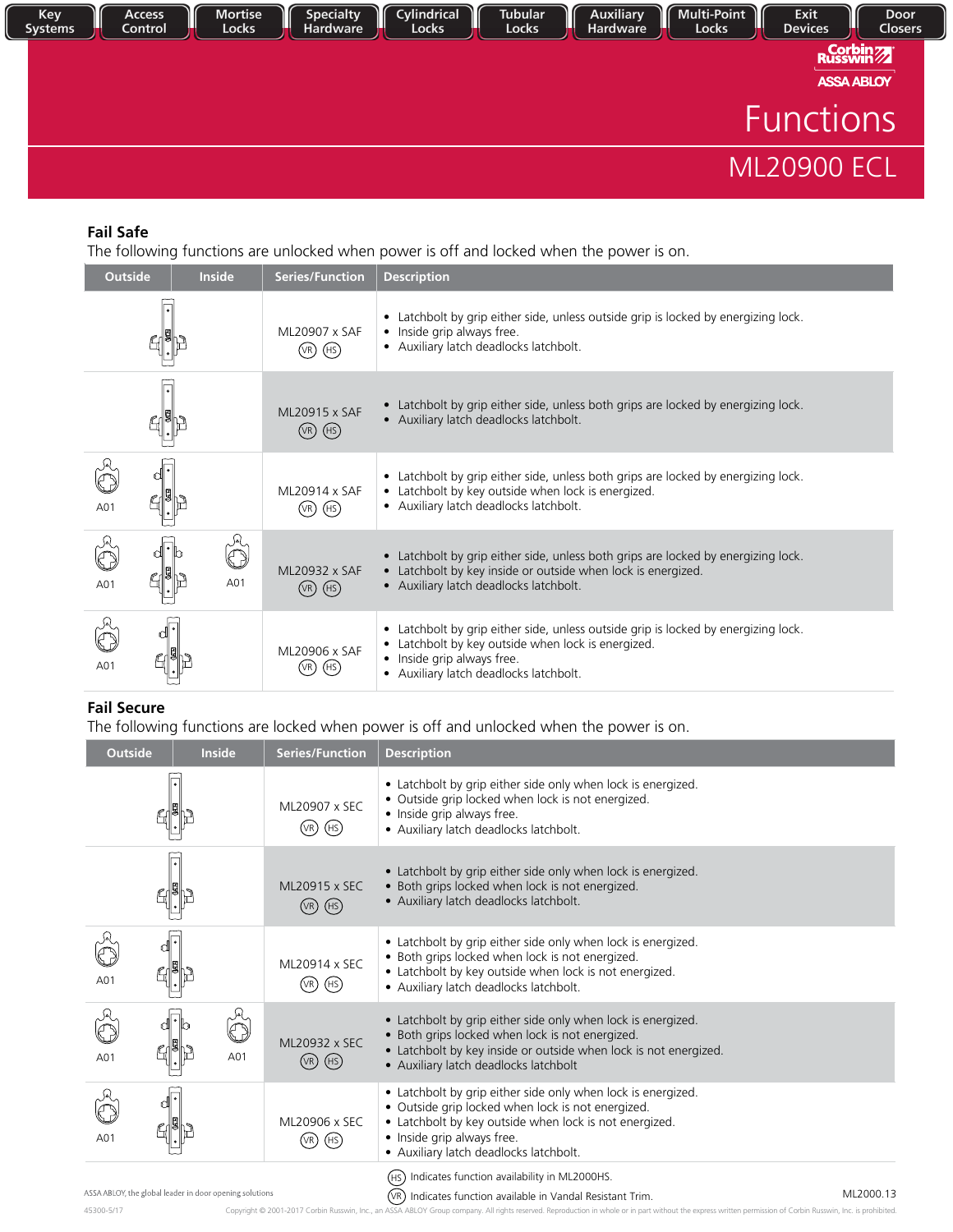# Functions

## ML20900 ECL

### Fail Safe

The following functions are unlocked when power is off and locked when the power is on.

| Outside | Inside | Series/Function | Description |
|---|---|---|---|
| | | ML20907 x SAF (VR) (HS) | • Latchbolt by grip either side, unless outside grip is locked by energizing lock.<br>• Inside grip always free.<br>• Auxiliary latch deadlocks latchbolt. |
| | | ML20915 x SAF (VR) (HS) | • Latchbolt by grip either side, unless both grips are locked by energizing lock.<br>• Auxiliary latch deadlocks latchbolt. |
| A01 | | ML20914 x SAF (VR) (HS) | • Latchbolt by grip either side, unless both grips are locked by energizing lock.<br>• Latchbolt by key outside when lock is energized.<br>• Auxiliary latch deadlocks latchbolt. |
| A01 | A01 | ML20932 x SAF (VR) (HS) | • Latchbolt by grip either side, unless both grips are locked by energizing lock.<br>• Latchbolt by key inside or outside when lock is energized.<br>• Auxiliary latch deadlocks latchbolt. |
| A01 | | ML20906 x SAF (VR) (HS) | • Latchbolt by grip either side, unless outside grip is locked by energizing lock.<br>• Latchbolt by key outside when lock is energized.<br>• Inside grip always free.<br>• Auxiliary latch deadlocks latchbolt. |

### Fail Secure

The following functions are locked when power is off and unlocked when the power is on.

| Outside | Inside | Series/Function | Description |
|---|---|---|---|
| | | ML20907 x SEC (VR) (HS) | • Latchbolt by grip either side only when lock is energized.<br>• Outside grip locked when lock is not energized.<br>• Inside grip always free.<br>• Auxiliary latch deadlocks latchbolt. |
| | | ML20915 x SEC (VR) (HS) | • Latchbolt by grip either side only when lock is energized.<br>• Both grips locked when lock is not energized.<br>• Auxiliary latch deadlocks latchbolt. |
| A01 | | ML20914 x SEC (VR) (HS) | • Latchbolt by grip either side only when lock is energized.<br>• Both grips locked when lock is not energized.<br>• Latchbolt by key outside when lock is not energized.<br>• Auxiliary latch deadlocks latchbolt. |
| A01 | A01 | ML20932 x SEC (VR) (HS) | • Latchbolt by grip either side only when lock is energized.<br>• Both grips locked when lock is not energized.<br>• Latchbolt by key inside or outside when lock is not energized.<br>• Auxiliary latch deadlocks latchbolt |
| A01 | | ML20906 x SEC (VR) (HS) | • Latchbolt by grip either side only when lock is energized.<br>• Outside grip locked when lock is not energized.<br>• Latchbolt by key outside when lock is not energized.<br>• Inside grip always free.<br>• Auxiliary latch deadlocks latchbolt. |

(HS) Indicates function availability in ML2000HS.

(VR) Indicates function available in Vandal Resistant Trim.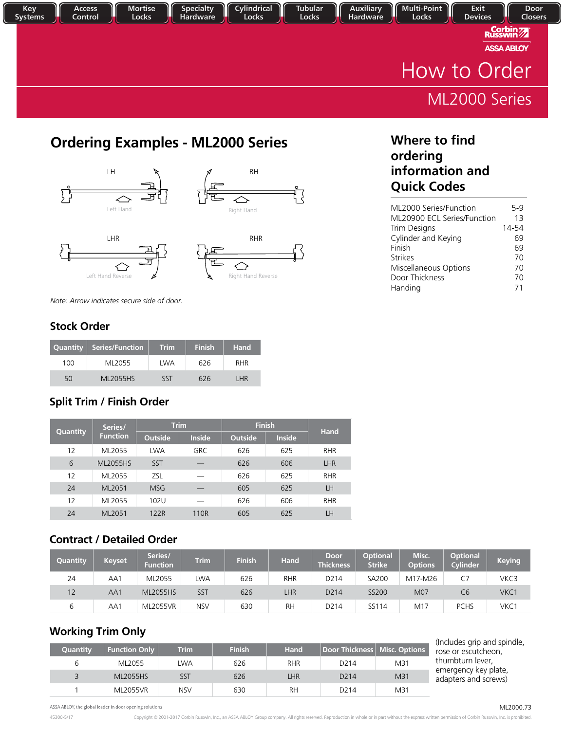Key Systems | Access Control | Mortise Locks | Specialty Hardware | Cylindrical Locks | Tubular Locks | Auxiliary Hardware | Multi-Point Locks | Exit Devices | Door Closers

Corbin Russwin
ASSA ABLOY

# How to Order

## ML2000 Series

## Ordering Examples - ML2000 Series

LH — Left Hand

RH — Right Hand

LHR — Left Hand Reverse

RHR — Right Hand Reverse

*Note: Arrow indicates secure side of door.*

### Stock Order

| Quantity | Series/Function | Trim | Finish | Hand |
|---|---|---|---|---|
| 100 | ML2055 | LWA | 626 | RHR |
| 50 | ML2055HS | SST | 626 | LHR |

### Split Trim / Finish Order

| Quantity | Series/ Function | Trim | | Finish | | Hand |
|---|---|---|---|---|---|---|
| | | Outside | Inside | Outside | Inside | |
| 12 | ML2055 | LWA | GRC | 626 | 625 | RHR |
| 6 | ML2055HS | SST | — | 626 | 606 | LHR |
| 12 | ML2055 | ZSL | — | 626 | 625 | RHR |
| 24 | ML2051 | MSG | — | 605 | 625 | LH |
| 12 | ML2055 | 102U | — | 626 | 606 | RHR |
| 24 | ML2051 | 122R | 110R | 605 | 625 | LH |

### Contract / Detailed Order

| Quantity | Keyset | Series/ Function | Trim | Finish | Hand | Door Thickness | Optional Strike | Misc. Options | Optional Cylinder | Keying |
|---|---|---|---|---|---|---|---|---|---|---|
| 24 | AA1 | ML2055 | LWA | 626 | RHR | D214 | SA200 | M17-M26 | C7 | VKC3 |
| 12 | AA1 | ML2055HS | SST | 626 | LHR | D214 | SS200 | M07 | C6 | VKC1 |
| 6 | AA1 | ML2055VR | NSV | 630 | RH | D214 | SS114 | M17 | PCHS | VKC1 |

### Working Trim Only

| Quantity | Function Only | Trim | Finish | Hand | Door Thickness | Misc. Options |
|---|---|---|---|---|---|---|
| 6 | ML2055 | LWA | 626 | RHR | D214 | M31 |
| 3 | ML2055HS | SST | 626 | LHR | D214 | M31 |
| 1 | ML2055VR | NSV | 630 | RH | D214 | M31 |

(Includes grip and spindle, rose or escutcheon, thumbturn lever, emergency key plate, adapters and screws)

## Where to find ordering information and Quick Codes

| | |
|---|---|
| ML2000 Series/Function | 5-9 |
| ML20900 ECL Series/Function | 13 |
| Trim Designs | 14-54 |
| Cylinder and Keying | 69 |
| Finish | 69 |
| Strikes | 70 |
| Miscellaneous Options | 70 |
| Door Thickness | 70 |
| Handing | 71 |

ASSA ABLOY, the global leader in door opening solutions

ML2000.73

45300-5/17

Copyright © 2001-2017 Corbin Russwin, Inc., an ASSA ABLOY Group company. All rights reserved. Reproduction in whole or in part without the express written permission of Corbin Russwin, Inc. is prohibited.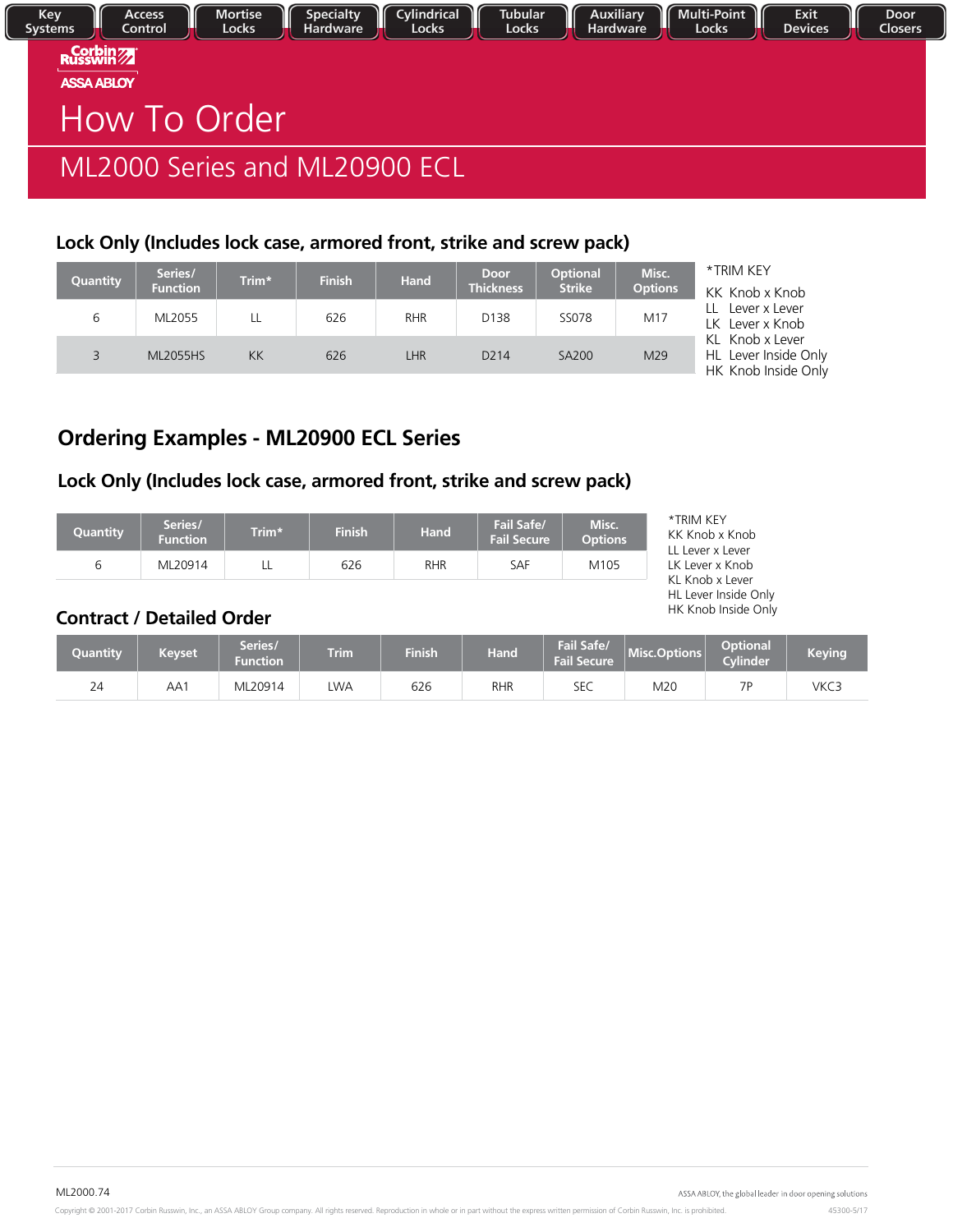Key Systems | Access Control | Mortise Locks | Specialty Hardware | Cylindrical Locks | Tubular Locks | Auxiliary Hardware | Multi-Point Locks | Exit Devices | Door Closers

Corbin Russwin
ASSA ABLOY

# How To Order

## ML2000 Series and ML20900 ECL

### Lock Only (Includes lock case, armored front, strike and screw pack)

| Quantity | Series/ Function | Trim* | Finish | Hand | Door Thickness | Optional Strike | Misc. Options |
|---|---|---|---|---|---|---|---|
| 6 | ML2055 | LL | 626 | RHR | D138 | SS078 | M17 |
| 3 | ML2055HS | KK | 626 | LHR | D214 | SA200 | M29 |

*TRIM KEY

KK Knob x Knob
LL Lever x Lever
LK Lever x Knob
KL Knob x Lever
HL Lever Inside Only
HK Knob Inside Only

## Ordering Examples - ML20900 ECL Series

### Lock Only (Includes lock case, armored front, strike and screw pack)

| Quantity | Series/ Function | Trim* | Finish | Hand | Fail Safe/ Fail Secure | Misc. Options |
|---|---|---|---|---|---|---|
| 6 | ML20914 | LL | 626 | RHR | SAF | M105 |

*TRIM KEY

KK Knob x Knob
LL Lever x Lever
LK Lever x Knob
KL Knob x Lever
HL Lever Inside Only
HK Knob Inside Only

### Contract / Detailed Order

| Quantity | Keyset | Series/ Function | Trim | Finish | Hand | Fail Safe/ Fail Secure | Misc.Options | Optional Cylinder | Keying |
|---|---|---|---|---|---|---|---|---|---|
| 24 | AA1 | ML20914 | LWA | 626 | RHR | SEC | M20 | 7P | VKC3 |

ML2000.74

ASSA ABLOY, the global leader in door opening solutions

Copyright © 2001-2017 Corbin Russwin, Inc., an ASSA ABLOY Group company. All rights reserved. Reproduction in whole or in part without the express written permission of Corbin Russwin, Inc. is prohibited.

45300-5/17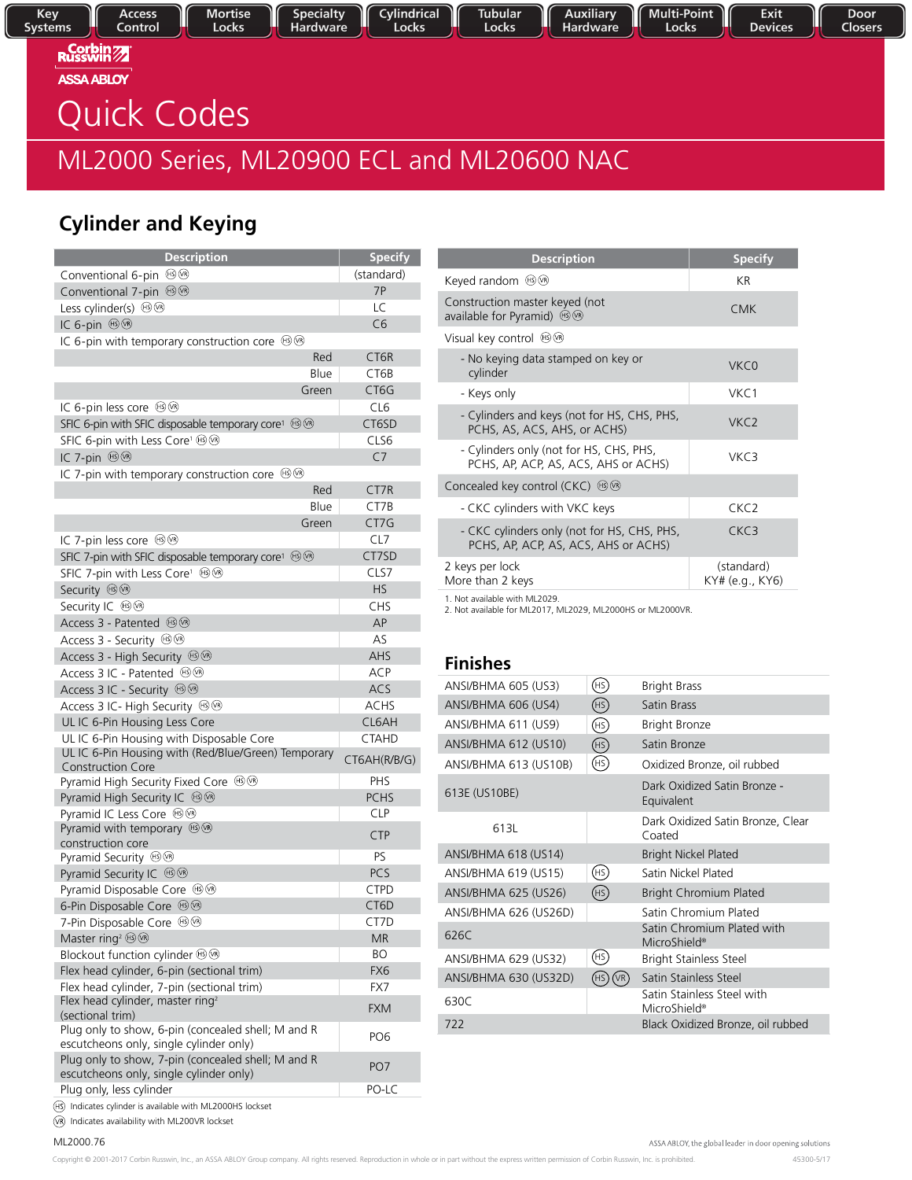Key Systems | Access Control | Mortise Locks | Specialty Hardware | Cylindrical Locks | Tubular Locks | Auxiliary Hardware | Multi-Point Locks | Exit Devices | Door Closers

Corbin Russwin
ASSA ABLOY

# Quick Codes

## ML2000 Series, ML20900 ECL and ML20600 NAC

## Cylinder and Keying

| Description | Specify |
|---|---|
| Conventional 6-pin (HS) (VR) | (standard) |
| Conventional 7-pin (HS) (VR) | 7P |
| Less cylinder(s) (HS) (VR) | LC |
| IC 6-pin (HS) (VR) | C6 |
| IC 6-pin with temporary construction core (HS) (VR) | |
| Red | CT6R |
| Blue | CT6B |
| Green | CT6G |
| IC 6-pin less core (HS) (VR) | CL6 |
| SFIC 6-pin with SFIC disposable temporary core[1] (HS) (VR) | CT6SD |
| SFIC 6-pin with Less Core[1] (HS) (VR) | CLS6 |
| IC 7-pin (HS) (VR) | C7 |
| IC 7-pin with temporary construction core (HS) (VR) | |
| Red | CT7R |
| Blue | CT7B |
| Green | CT7G |
| IC 7-pin less core (HS) (VR) | CL7 |
| SFIC 7-pin with SFIC disposable temporary core[1] (HS) (VR) | CT7SD |
| SFIC 7-pin with Less Core[1] (HS) (VR) | CLS7 |
| Security (HS) (VR) | HS |
| Security IC (HS) (VR) | CHS |
| Access 3 - Patented (HS) (VR) | AP |
| Access 3 - Security (HS) (VR) | AS |
| Access 3 - High Security (HS) (VR) | AHS |
| Access 3 IC - Patented (HS) (VR) | ACP |
| Access 3 IC - Security (HS) (VR) | ACS |
| Access 3 IC- High Security (HS) (VR) | ACHS |
| UL IC 6-Pin Housing Less Core | CL6AH |
| UL IC 6-Pin Housing with Disposable Core | CTAHD |
| UL IC 6-Pin Housing with (Red/Blue/Green) Temporary Construction Core | CT6AH(R/B/G) |
| Pyramid High Security Fixed Core (HS) (VR) | PHS |
| Pyramid High Security IC (HS) (VR) | PCHS |
| Pyramid IC Less Core (HS) (VR) | CLP |
| Pyramid with temporary construction core (HS) (VR) | CTP |
| Pyramid Security (HS) (VR) | PS |
| Pyramid Security IC (HS) (VR) | PCS |
| Pyramid Disposable Core (HS) (VR) | CTPD |
| 6-Pin Disposable Core (HS) (VR) | CT6D |
| 7-Pin Disposable Core (HS) (VR) | CT7D |
| Master ring[2] (HS) (VR) | MR |
| Blockout function cylinder (HS) (VR) | BO |
| Flex head cylinder, 6-pin (sectional trim) | FX6 |
| Flex head cylinder, 7-pin (sectional trim) | FX7 |
| Flex head cylinder, master ring[2] (sectional trim) | FXM |
| Plug only to show, 6-pin (concealed shell; M and R escutcheons only, single cylinder only) | PO6 |
| Plug only to show, 7-pin (concealed shell; M and R escutcheons only, single cylinder only) | PO7 |
| Plug only, less cylinder | PO-LC |

(HS) Indicates cylinder is available with ML2000HS lockset
(VR) Indicates availability with ML200VR lockset

| Description | Specify |
|---|---|
| Keyed random (HS) (VR) | KR |
| Construction master keyed (not available for Pyramid) (HS) (VR) | CMK |
| Visual key control (HS) (VR) | |
| - No keying data stamped on key or cylinder | VKC0 |
| - Keys only | VKC1 |
| - Cylinders and keys (not for HS, CHS, PHS, PCHS, AS, ACS, AHS, or ACHS) | VKC2 |
| - Cylinders only (not for HS, CHS, PHS, PCHS, AP, ACP, AS, ACS, AHS or ACHS) | VKC3 |
| Concealed key control (CKC) (HS) (VR) | |
| - CKC cylinders with VKC keys | CKC2 |
| - CKC cylinders only (not for HS, CHS, PHS, PCHS, AP, ACP, AS, ACS, AHS or ACHS) | CKC3 |
| 2 keys per lock<br>More than 2 keys | (standard)<br>KY# (e.g., KY6) |

1. Not available with ML2029.
2. Not available for ML2017, ML2029, ML2000HS or ML2000VR.

## Finishes

| | | |
|---|---|---|
| ANSI/BHMA 605 (US3) | (HS) | Bright Brass |
| ANSI/BHMA 606 (US4) | (HS) | Satin Brass |
| ANSI/BHMA 611 (US9) | (HS) | Bright Bronze |
| ANSI/BHMA 612 (US10) | (HS) | Satin Bronze |
| ANSI/BHMA 613 (US10B) | (HS) | Oxidized Bronze, oil rubbed |
| 613E (US10BE) | | Dark Oxidized Satin Bronze - Equivalent |
| 613L | | Dark Oxidized Satin Bronze, Clear Coated |
| ANSI/BHMA 618 (US14) | | Bright Nickel Plated |
| ANSI/BHMA 619 (US15) | (HS) | Satin Nickel Plated |
| ANSI/BHMA 625 (US26) | (HS) | Bright Chromium Plated |
| ANSI/BHMA 626 (US26D) | | Satin Chromium Plated |
| 626C | | Satin Chromium Plated with MicroShield® |
| ANSI/BHMA 629 (US32) | (HS) | Bright Stainless Steel |
| ANSI/BHMA 630 (US32D) | (HS) (VR) | Satin Stainless Steel |
| 630C | | Satin Stainless Steel with MicroShield® |
| 722 | | Black Oxidized Bronze, oil rubbed |

ML2000.76

ASSA ABLOY, the global leader in door opening solutions

Copyright © 2001-2017 Corbin Russwin, Inc., an ASSA ABLOY Group company. All rights reserved. Reproduction in whole or in part without the express written permission of Corbin Russwin, Inc. is prohibited. 45300-5/17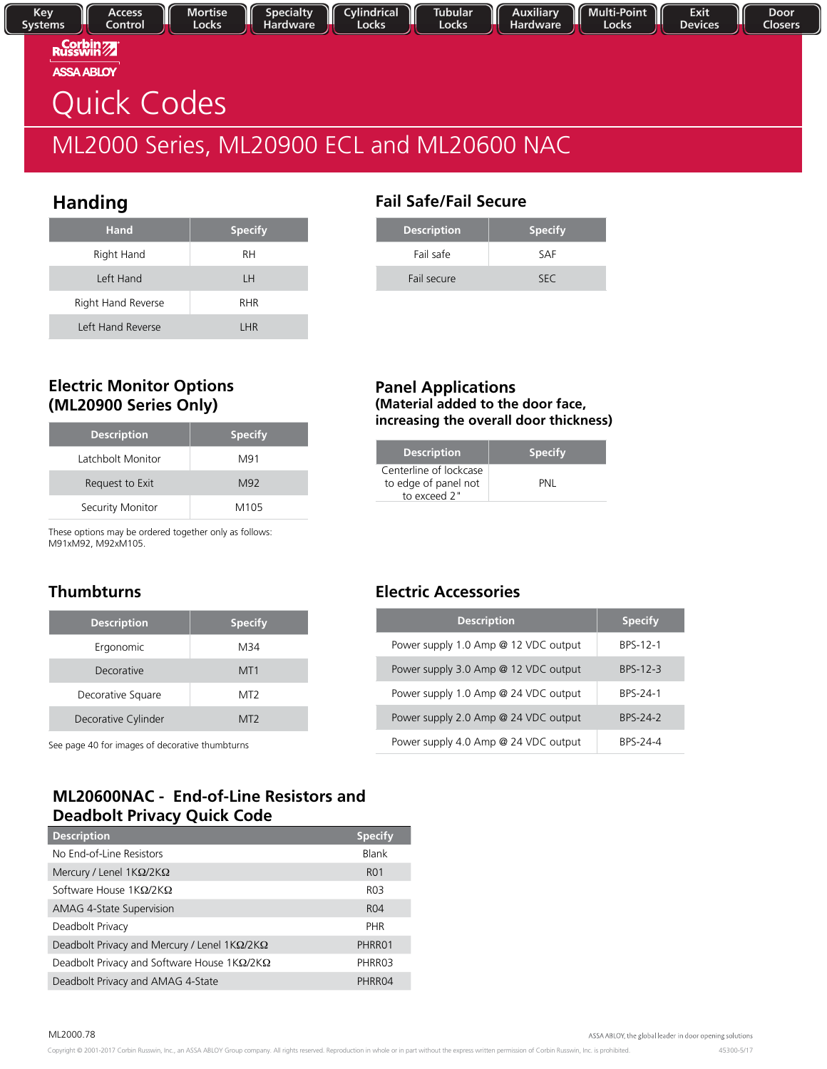Key Systems | Access Control | Mortise Locks | Specialty Hardware | Cylindrical Locks | Tubular Locks | Auxiliary Hardware | Multi-Point Locks | Exit Devices | Door Closers

Corbin Russwin
ASSA ABLOY

# Quick Codes

## ML2000 Series, ML20900 ECL and ML20600 NAC

### Handing

| Hand | Specify |
|---|---|
| Right Hand | RH |
| Left Hand | LH |
| Right Hand Reverse | RHR |
| Left Hand Reverse | LHR |

### Fail Safe/Fail Secure

| Description | Specify |
|---|---|
| Fail safe | SAF |
| Fail secure | SEC |

### Electric Monitor Options (ML20900 Series Only)

| Description | Specify |
|---|---|
| Latchbolt Monitor | M91 |
| Request to Exit | M92 |
| Security Monitor | M105 |

These options may be ordered together only as follows: M91xM92, M92xM105.

### Panel Applications
**(Material added to the door face, increasing the overall door thickness)**

| Description | Specify |
|---|---|
| Centerline of lockcase to edge of panel not to exceed 2" | PNL |

### Thumbturns

| Description | Specify |
|---|---|
| Ergonomic | M34 |
| Decorative | MT1 |
| Decorative Square | MT2 |
| Decorative Cylinder | MT2 |

See page 40 for images of decorative thumbturns

### Electric Accessories

| Description | Specify |
|---|---|
| Power supply 1.0 Amp @ 12 VDC output | BPS-12-1 |
| Power supply 3.0 Amp @ 12 VDC output | BPS-12-3 |
| Power supply 1.0 Amp @ 24 VDC output | BPS-24-1 |
| Power supply 2.0 Amp @ 24 VDC output | BPS-24-2 |
| Power supply 4.0 Amp @ 24 VDC output | BPS-24-4 |

### ML20600NAC - End-of-Line Resistors and Deadbolt Privacy Quick Code

| Description | Specify |
|---|---|
| No End-of-Line Resistors | Blank |
| Mercury / Lenel 1KΩ/2KΩ | R01 |
| Software House 1KΩ/2KΩ | R03 |
| AMAG 4-State Supervision | R04 |
| Deadbolt Privacy | PHR |
| Deadbolt Privacy and Mercury / Lenel 1KΩ/2KΩ | PHRR01 |
| Deadbolt Privacy and Software House 1KΩ/2KΩ | PHRR03 |
| Deadbolt Privacy and AMAG 4-State | PHRR04 |

ML2000.78

ASSA ABLOY, the global leader in door opening solutions

Copyright © 2001-2017 Corbin Russwin, Inc., an ASSA ABLOY Group company. All rights reserved. Reproduction in whole or in part without the express written permission of Corbin Russwin, Inc. is prohibited.

45300-5/17